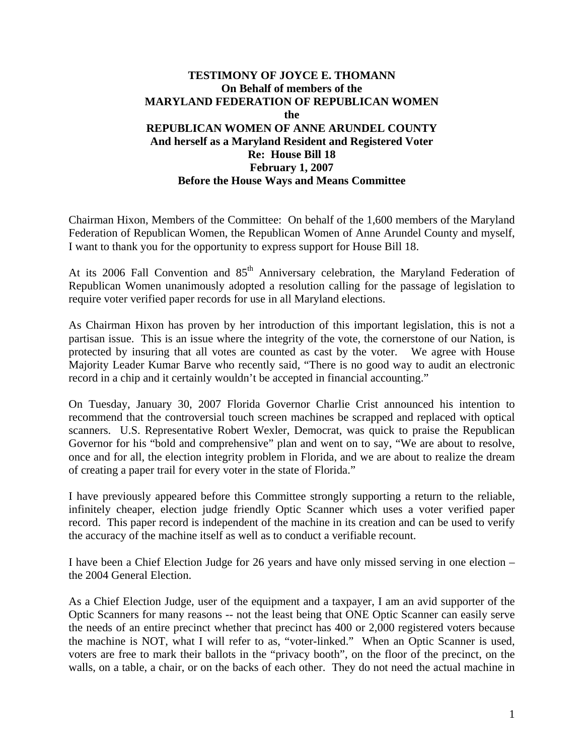**TESTIMONY OF JOYCE E. THOMANN**
**On Behalf of members of the**
**MARYLAND FEDERATION OF REPUBLICAN WOMEN**
**the**
**REPUBLICAN WOMEN OF ANNE ARUNDEL COUNTY**
**And herself as a Maryland Resident and Registered Voter**
**Re: House Bill 18**
**February 1, 2007**
**Before the House Ways and Means Committee**

Chairman Hixon, Members of the Committee: On behalf of the 1,600 members of the Maryland Federation of Republican Women, the Republican Women of Anne Arundel County and myself, I want to thank you for the opportunity to express support for House Bill 18.

At its 2006 Fall Convention and 85th Anniversary celebration, the Maryland Federation of Republican Women unanimously adopted a resolution calling for the passage of legislation to require voter verified paper records for use in all Maryland elections.

As Chairman Hixon has proven by her introduction of this important legislation, this is not a partisan issue. This is an issue where the integrity of the vote, the cornerstone of our Nation, is protected by insuring that all votes are counted as cast by the voter. We agree with House Majority Leader Kumar Barve who recently said, "There is no good way to audit an electronic record in a chip and it certainly wouldn't be accepted in financial accounting."

On Tuesday, January 30, 2007 Florida Governor Charlie Crist announced his intention to recommend that the controversial touch screen machines be scrapped and replaced with optical scanners. U.S. Representative Robert Wexler, Democrat, was quick to praise the Republican Governor for his "bold and comprehensive" plan and went on to say, "We are about to resolve, once and for all, the election integrity problem in Florida, and we are about to realize the dream of creating a paper trail for every voter in the state of Florida."

I have previously appeared before this Committee strongly supporting a return to the reliable, infinitely cheaper, election judge friendly Optic Scanner which uses a voter verified paper record. This paper record is independent of the machine in its creation and can be used to verify the accuracy of the machine itself as well as to conduct a verifiable recount.

I have been a Chief Election Judge for 26 years and have only missed serving in one election – the 2004 General Election.

As a Chief Election Judge, user of the equipment and a taxpayer, I am an avid supporter of the Optic Scanners for many reasons -- not the least being that ONE Optic Scanner can easily serve the needs of an entire precinct whether that precinct has 400 or 2,000 registered voters because the machine is NOT, what I will refer to as, "voter-linked." When an Optic Scanner is used, voters are free to mark their ballots in the "privacy booth", on the floor of the precinct, on the walls, on a table, a chair, or on the backs of each other. They do not need the actual machine in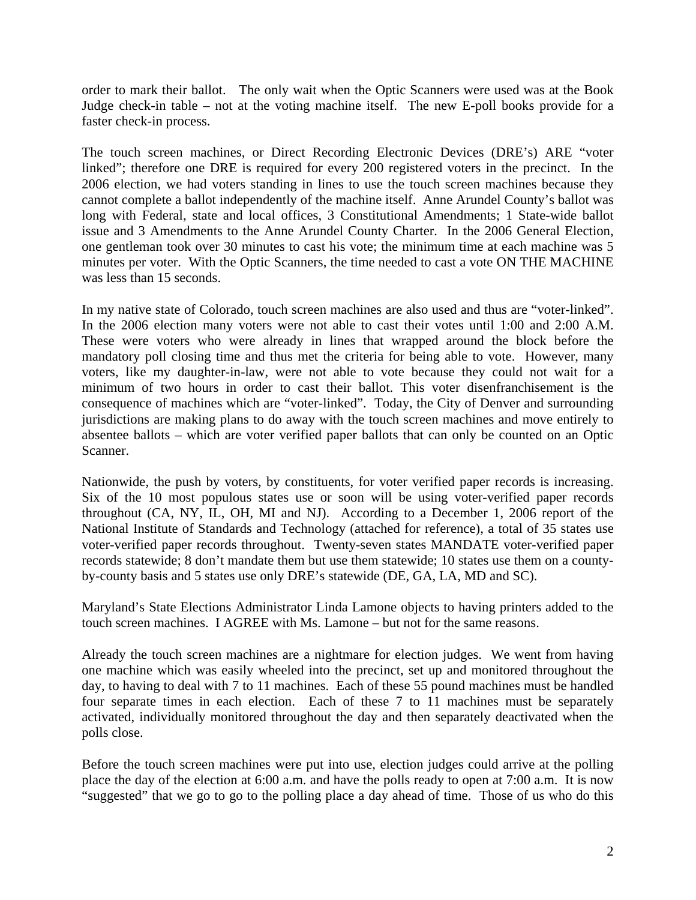order to mark their ballot. The only wait when the Optic Scanners were used was at the Book Judge check-in table – not at the voting machine itself. The new E-poll books provide for a faster check-in process.

The touch screen machines, or Direct Recording Electronic Devices (DRE's) ARE "voter linked"; therefore one DRE is required for every 200 registered voters in the precinct. In the 2006 election, we had voters standing in lines to use the touch screen machines because they cannot complete a ballot independently of the machine itself. Anne Arundel County's ballot was long with Federal, state and local offices, 3 Constitutional Amendments; 1 State-wide ballot issue and 3 Amendments to the Anne Arundel County Charter. In the 2006 General Election, one gentleman took over 30 minutes to cast his vote; the minimum time at each machine was 5 minutes per voter. With the Optic Scanners, the time needed to cast a vote ON THE MACHINE was less than 15 seconds.

In my native state of Colorado, touch screen machines are also used and thus are "voter-linked". In the 2006 election many voters were not able to cast their votes until 1:00 and 2:00 A.M. These were voters who were already in lines that wrapped around the block before the mandatory poll closing time and thus met the criteria for being able to vote. However, many voters, like my daughter-in-law, were not able to vote because they could not wait for a minimum of two hours in order to cast their ballot. This voter disenfranchisement is the consequence of machines which are "voter-linked". Today, the City of Denver and surrounding jurisdictions are making plans to do away with the touch screen machines and move entirely to absentee ballots – which are voter verified paper ballots that can only be counted on an Optic Scanner.

Nationwide, the push by voters, by constituents, for voter verified paper records is increasing. Six of the 10 most populous states use or soon will be using voter-verified paper records throughout (CA, NY, IL, OH, MI and NJ). According to a December 1, 2006 report of the National Institute of Standards and Technology (attached for reference), a total of 35 states use voter-verified paper records throughout. Twenty-seven states MANDATE voter-verified paper records statewide; 8 don't mandate them but use them statewide; 10 states use them on a county-by-county basis and 5 states use only DRE's statewide (DE, GA, LA, MD and SC).

Maryland's State Elections Administrator Linda Lamone objects to having printers added to the touch screen machines. I AGREE with Ms. Lamone – but not for the same reasons.

Already the touch screen machines are a nightmare for election judges. We went from having one machine which was easily wheeled into the precinct, set up and monitored throughout the day, to having to deal with 7 to 11 machines. Each of these 55 pound machines must be handled four separate times in each election. Each of these 7 to 11 machines must be separately activated, individually monitored throughout the day and then separately deactivated when the polls close.

Before the touch screen machines were put into use, election judges could arrive at the polling place the day of the election at 6:00 a.m. and have the polls ready to open at 7:00 a.m. It is now "suggested" that we go to go to the polling place a day ahead of time. Those of us who do this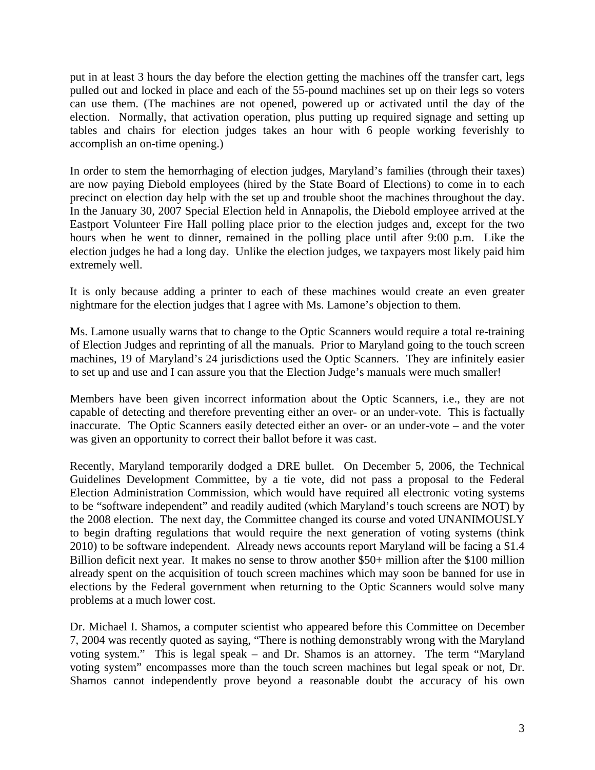put in at least 3 hours the day before the election getting the machines off the transfer cart, legs pulled out and locked in place and each of the 55-pound machines set up on their legs so voters can use them. (The machines are not opened, powered up or activated until the day of the election. Normally, that activation operation, plus putting up required signage and setting up tables and chairs for election judges takes an hour with 6 people working feverishly to accomplish an on-time opening.)

In order to stem the hemorrhaging of election judges, Maryland's families (through their taxes) are now paying Diebold employees (hired by the State Board of Elections) to come in to each precinct on election day help with the set up and trouble shoot the machines throughout the day. In the January 30, 2007 Special Election held in Annapolis, the Diebold employee arrived at the Eastport Volunteer Fire Hall polling place prior to the election judges and, except for the two hours when he went to dinner, remained in the polling place until after 9:00 p.m. Like the election judges he had a long day. Unlike the election judges, we taxpayers most likely paid him extremely well.

It is only because adding a printer to each of these machines would create an even greater nightmare for the election judges that I agree with Ms. Lamone's objection to them.

Ms. Lamone usually warns that to change to the Optic Scanners would require a total re-training of Election Judges and reprinting of all the manuals. Prior to Maryland going to the touch screen machines, 19 of Maryland's 24 jurisdictions used the Optic Scanners. They are infinitely easier to set up and use and I can assure you that the Election Judge's manuals were much smaller!

Members have been given incorrect information about the Optic Scanners, i.e., they are not capable of detecting and therefore preventing either an over- or an under-vote. This is factually inaccurate. The Optic Scanners easily detected either an over- or an under-vote – and the voter was given an opportunity to correct their ballot before it was cast.

Recently, Maryland temporarily dodged a DRE bullet. On December 5, 2006, the Technical Guidelines Development Committee, by a tie vote, did not pass a proposal to the Federal Election Administration Commission, which would have required all electronic voting systems to be "software independent" and readily audited (which Maryland's touch screens are NOT) by the 2008 election. The next day, the Committee changed its course and voted UNANIMOUSLY to begin drafting regulations that would require the next generation of voting systems (think 2010) to be software independent. Already news accounts report Maryland will be facing a $1.4 Billion deficit next year. It makes no sense to throw another $50+ million after the $100 million already spent on the acquisition of touch screen machines which may soon be banned for use in elections by the Federal government when returning to the Optic Scanners would solve many problems at a much lower cost.

Dr. Michael I. Shamos, a computer scientist who appeared before this Committee on December 7, 2004 was recently quoted as saying, "There is nothing demonstrably wrong with the Maryland voting system." This is legal speak – and Dr. Shamos is an attorney. The term "Maryland voting system" encompasses more than the touch screen machines but legal speak or not, Dr. Shamos cannot independently prove beyond a reasonable doubt the accuracy of his own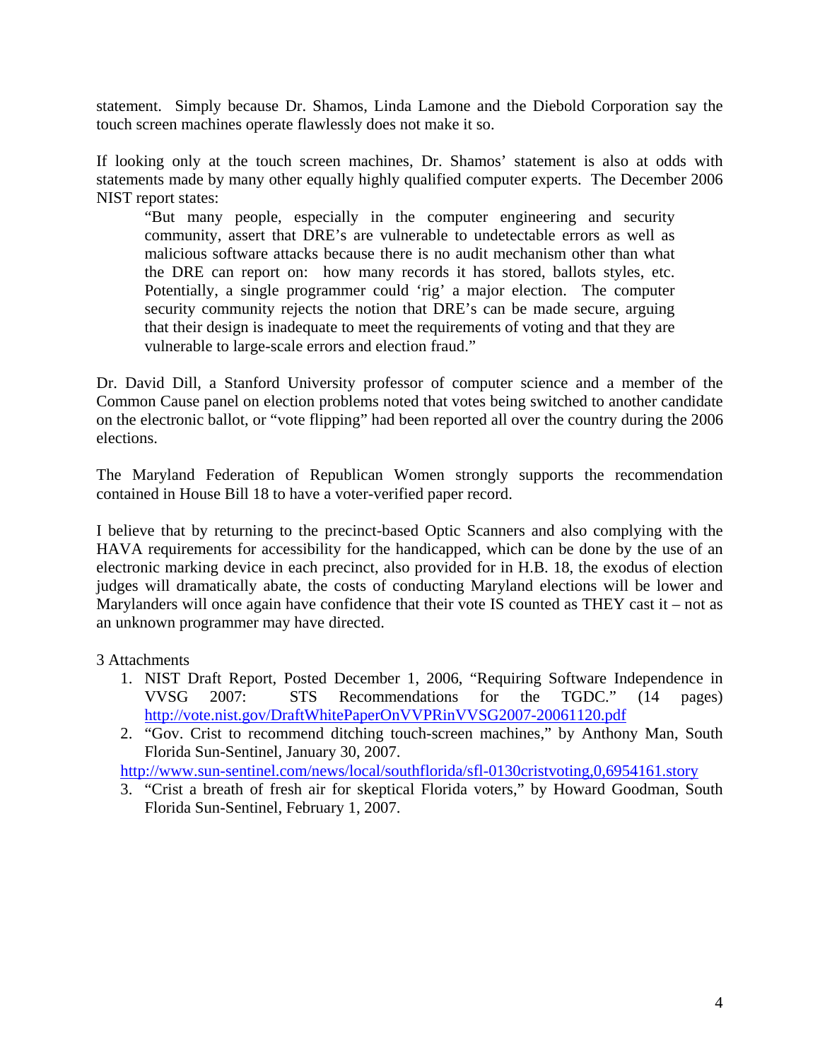statement. Simply because Dr. Shamos, Linda Lamone and the Diebold Corporation say the touch screen machines operate flawlessly does not make it so.

If looking only at the touch screen machines, Dr. Shamos' statement is also at odds with statements made by many other equally highly qualified computer experts. The December 2006 NIST report states:

> "But many people, especially in the computer engineering and security community, assert that DRE's are vulnerable to undetectable errors as well as malicious software attacks because there is no audit mechanism other than what the DRE can report on: how many records it has stored, ballots styles, etc. Potentially, a single programmer could 'rig' a major election. The computer security community rejects the notion that DRE's can be made secure, arguing that their design is inadequate to meet the requirements of voting and that they are vulnerable to large-scale errors and election fraud."

Dr. David Dill, a Stanford University professor of computer science and a member of the Common Cause panel on election problems noted that votes being switched to another candidate on the electronic ballot, or "vote flipping" had been reported all over the country during the 2006 elections.

The Maryland Federation of Republican Women strongly supports the recommendation contained in House Bill 18 to have a voter-verified paper record.

I believe that by returning to the precinct-based Optic Scanners and also complying with the HAVA requirements for accessibility for the handicapped, which can be done by the use of an electronic marking device in each precinct, also provided for in H.B. 18, the exodus of election judges will dramatically abate, the costs of conducting Maryland elections will be lower and Marylanders will once again have confidence that their vote IS counted as THEY cast it – not as an unknown programmer may have directed.

3 Attachments

1. NIST Draft Report, Posted December 1, 2006, "Requiring Software Independence in VVSG 2007: STS Recommendations for the TGDC." (14 pages) http://vote.nist.gov/DraftWhitePaperOnVVPRinVVSG2007-20061120.pdf
2. "Gov. Crist to recommend ditching touch-screen machines," by Anthony Man, South Florida Sun-Sentinel, January 30, 2007. http://www.sun-sentinel.com/news/local/southflorida/sfl-0130cristvoting,0,6954161.story
3. "Crist a breath of fresh air for skeptical Florida voters," by Howard Goodman, South Florida Sun-Sentinel, February 1, 2007.